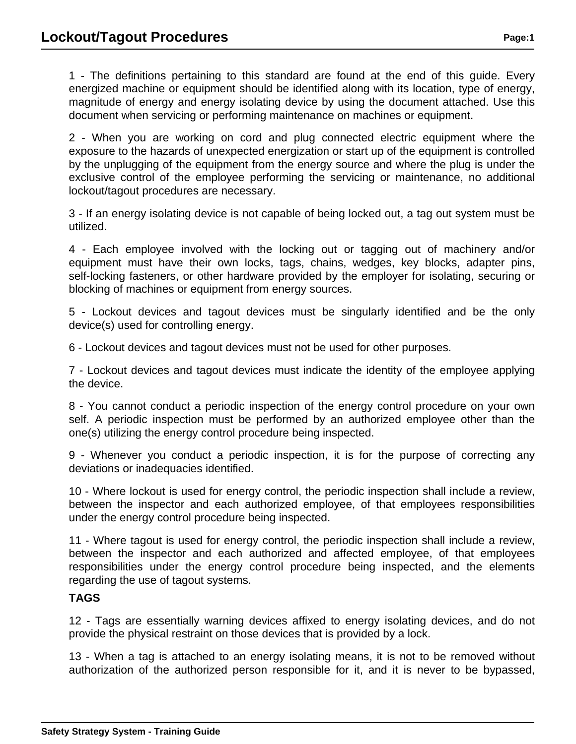# Lockout/Tagout Procedures

1 - The definitions pertaining to this standard are found at the end of this guide. Every energized machine or equipment should be identified along with its location, type of energy, magnitude of energy and energy isolating device by using the document attached. Use this document when servicing or performing maintenance on machines or equipment.

2 - When you are working on cord and plug connected electric equipment where the exposure to the hazards of unexpected energization or start up of the equipment is controlled by the unplugging of the equipment from the energy source and where the plug is under the exclusive control of the employee performing the servicing or maintenance, no additional lockout/tagout procedures are necessary.

3 - If an energy isolating device is not capable of being locked out, a tag out system must be utilized.

4 - Each employee involved with the locking out or tagging out of machinery and/or equipment must have their own locks, tags, chains, wedges, key blocks, adapter pins, self-locking fasteners, or other hardware provided by the employer for isolating, securing or blocking of machines or equipment from energy sources.

5 - Lockout devices and tagout devices must be singularly identified and be the only device(s) used for controlling energy.

6 - Lockout devices and tagout devices must not be used for other purposes.

7 - Lockout devices and tagout devices must indicate the identity of the employee applying the device.

8 - You cannot conduct a periodic inspection of the energy control procedure on your own self. A periodic inspection must be performed by an authorized employee other than the one(s) utilizing the energy control procedure being inspected.

9 - Whenever you conduct a periodic inspection, it is for the purpose of correcting any deviations or inadequacies identified.

10 - Where lockout is used for energy control, the periodic inspection shall include a review, between the inspector and each authorized employee, of that employees responsibilities under the energy control procedure being inspected.

11 - Where tagout is used for energy control, the periodic inspection shall include a review, between the inspector and each authorized and affected employee, of that employees responsibilities under the energy control procedure being inspected, and the elements regarding the use of tagout systems.

**TAGS**

12 - Tags are essentially warning devices affixed to energy isolating devices, and do not provide the physical restraint on those devices that is provided by a lock.

13 - When a tag is attached to an energy isolating means, it is not to be removed without authorization of the authorized person responsible for it, and it is never to be bypassed,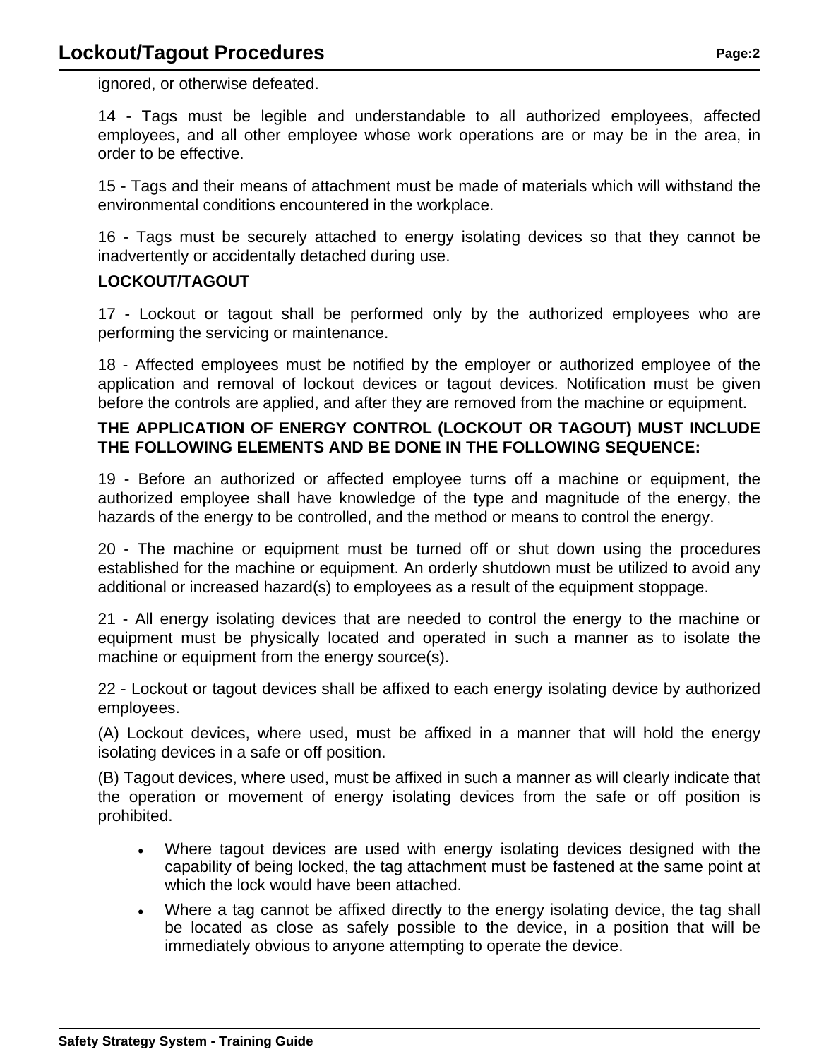ignored, or otherwise defeated.

14 - Tags must be legible and understandable to all authorized employees, affected employees, and all other employee whose work operations are or may be in the area, in order to be effective.

15 - Tags and their means of attachment must be made of materials which will withstand the environmental conditions encountered in the workplace.

16 - Tags must be securely attached to energy isolating devices so that they cannot be inadvertently or accidentally detached during use.

**LOCKOUT/TAGOUT**

17 - Lockout or tagout shall be performed only by the authorized employees who are performing the servicing or maintenance.

18 - Affected employees must be notified by the employer or authorized employee of the application and removal of lockout devices or tagout devices. Notification must be given before the controls are applied, and after they are removed from the machine or equipment.

**THE APPLICATION OF ENERGY CONTROL (LOCKOUT OR TAGOUT) MUST INCLUDE THE FOLLOWING ELEMENTS AND BE DONE IN THE FOLLOWING SEQUENCE:**

19 - Before an authorized or affected employee turns off a machine or equipment, the authorized employee shall have knowledge of the type and magnitude of the energy, the hazards of the energy to be controlled, and the method or means to control the energy.

20 - The machine or equipment must be turned off or shut down using the procedures established for the machine or equipment. An orderly shutdown must be utilized to avoid any additional or increased hazard(s) to employees as a result of the equipment stoppage.

21 - All energy isolating devices that are needed to control the energy to the machine or equipment must be physically located and operated in such a manner as to isolate the machine or equipment from the energy source(s).

22 - Lockout or tagout devices shall be affixed to each energy isolating device by authorized employees.

(A) Lockout devices, where used, must be affixed in a manner that will hold the energy isolating devices in a safe or off position.

(B) Tagout devices, where used, must be affixed in such a manner as will clearly indicate that the operation or movement of energy isolating devices from the safe or off position is prohibited.

- Where tagout devices are used with energy isolating devices designed with the capability of being locked, the tag attachment must be fastened at the same point at which the lock would have been attached.
- Where a tag cannot be affixed directly to the energy isolating device, the tag shall be located as close as safely possible to the device, in a position that will be immediately obvious to anyone attempting to operate the device.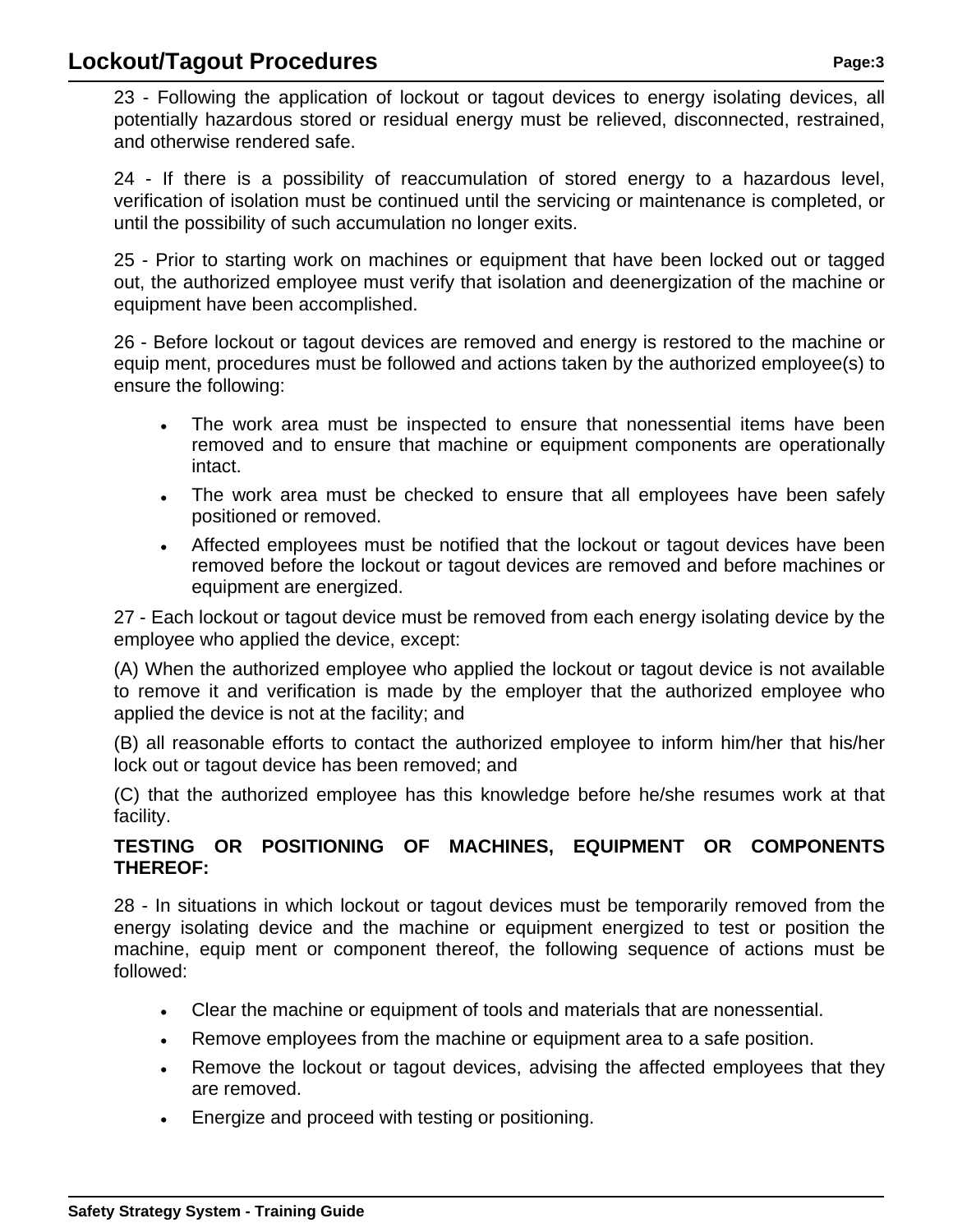23 - Following the application of lockout or tagout devices to energy isolating devices, all potentially hazardous stored or residual energy must be relieved, disconnected, restrained, and otherwise rendered safe.

24 - If there is a possibility of reaccumulation of stored energy to a hazardous level, verification of isolation must be continued until the servicing or maintenance is completed, or until the possibility of such accumulation no longer exits.

25 - Prior to starting work on machines or equipment that have been locked out or tagged out, the authorized employee must verify that isolation and deenergization of the machine or equipment have been accomplished.

26 - Before lockout or tagout devices are removed and energy is restored to the machine or equip ment, procedures must be followed and actions taken by the authorized employee(s) to ensure the following:

- The work area must be inspected to ensure that nonessential items have been removed and to ensure that machine or equipment components are operationally intact.
- The work area must be checked to ensure that all employees have been safely positioned or removed.
- Affected employees must be notified that the lockout or tagout devices have been removed before the lockout or tagout devices are removed and before machines or equipment are energized.

27 - Each lockout or tagout device must be removed from each energy isolating device by the employee who applied the device, except:

(A) When the authorized employee who applied the lockout or tagout device is not available to remove it and verification is made by the employer that the authorized employee who applied the device is not at the facility; and

(B) all reasonable efforts to contact the authorized employee to inform him/her that his/her lock out or tagout device has been removed; and

(C) that the authorized employee has this knowledge before he/she resumes work at that facility.

**TESTING OR POSITIONING OF MACHINES, EQUIPMENT OR COMPONENTS THEREOF:**

28 - In situations in which lockout or tagout devices must be temporarily removed from the energy isolating device and the machine or equipment energized to test or position the machine, equip ment or component thereof, the following sequence of actions must be followed:

- Clear the machine or equipment of tools and materials that are nonessential.
- Remove employees from the machine or equipment area to a safe position.
- Remove the lockout or tagout devices, advising the affected employees that they are removed.
- Energize and proceed with testing or positioning.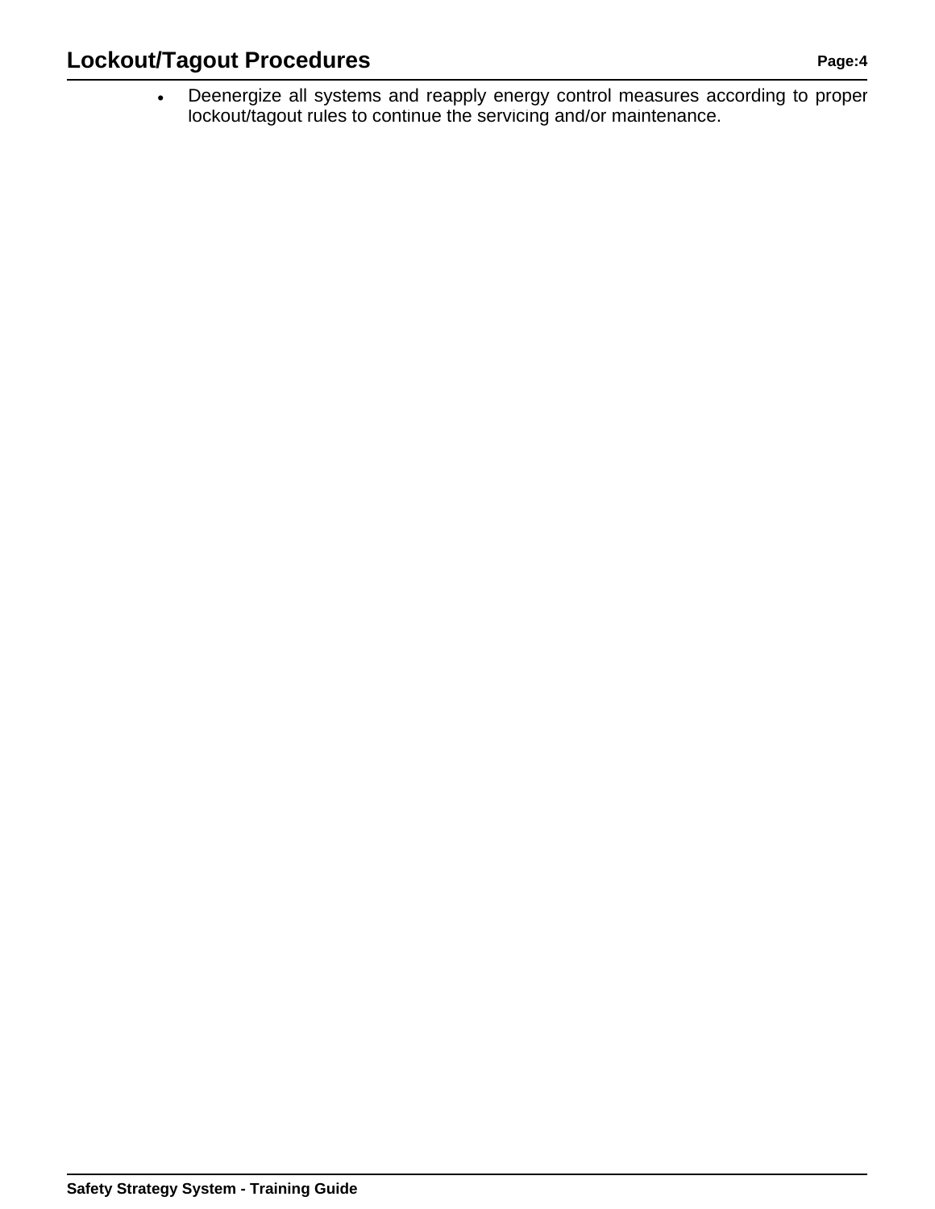- Deenergize all systems and reapply energy control measures according to proper lockout/tagout rules to continue the servicing and/or maintenance.